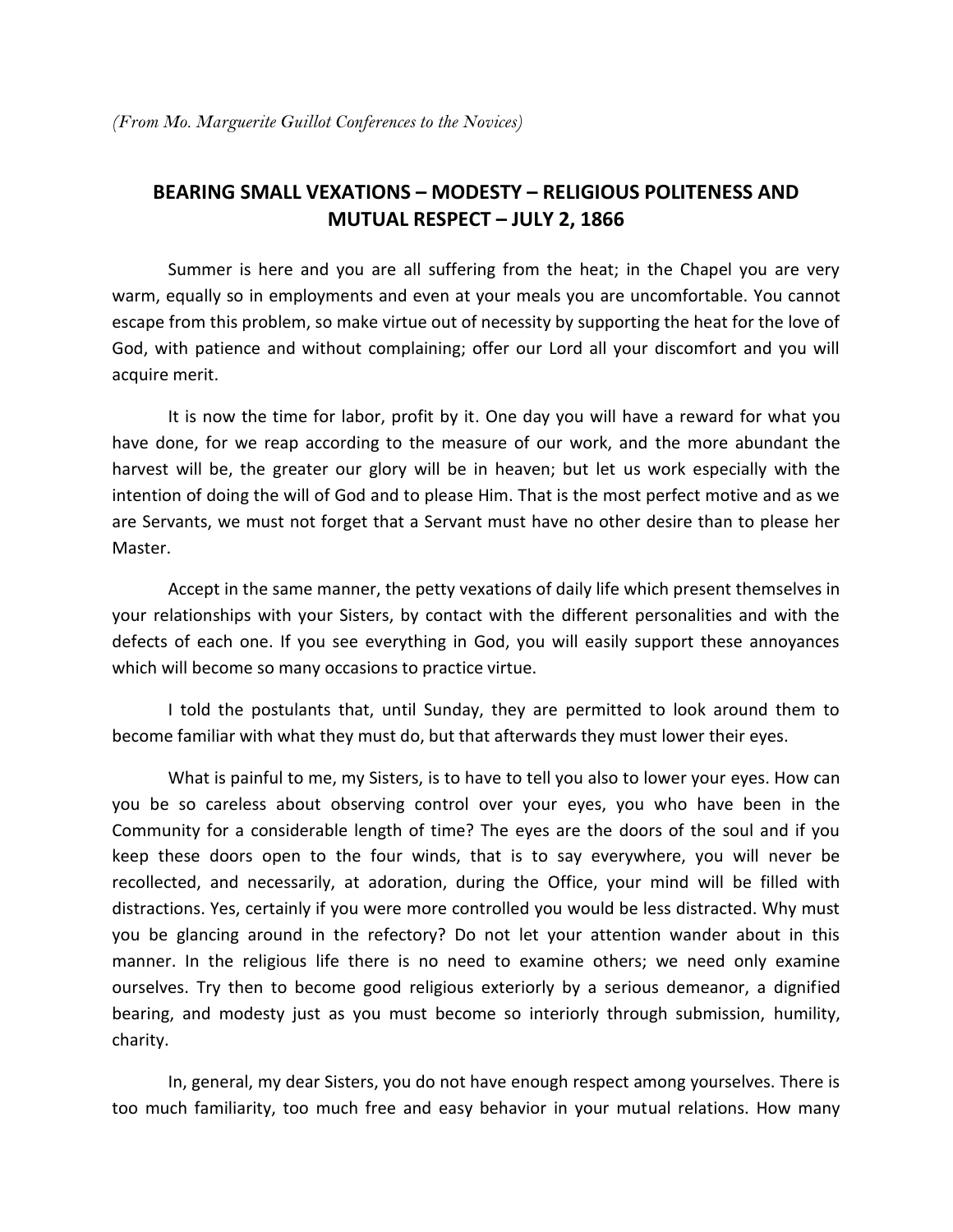*(From Mo. Marguerite Guillot Conferences to the Novices)*

## BEARING SMALL VEXATIONS – MODESTY – RELIGIOUS POLITENESS AND MUTUAL RESPECT – JULY 2, 1866

Summer is here and you are all suffering from the heat; in the Chapel you are very warm, equally so in employments and even at your meals you are uncomfortable. You cannot escape from this problem, so make virtue out of necessity by supporting the heat for the love of God, with patience and without complaining; offer our Lord all your discomfort and you will acquire merit.

It is now the time for labor, profit by it. One day you will have a reward for what you have done, for we reap according to the measure of our work, and the more abundant the harvest will be, the greater our glory will be in heaven; but let us work especially with the intention of doing the will of God and to please Him. That is the most perfect motive and as we are Servants, we must not forget that a Servant must have no other desire than to please her Master.

Accept in the same manner, the petty vexations of daily life which present themselves in your relationships with your Sisters, by contact with the different personalities and with the defects of each one. If you see everything in God, you will easily support these annoyances which will become so many occasions to practice virtue.

I told the postulants that, until Sunday, they are permitted to look around them to become familiar with what they must do, but that afterwards they must lower their eyes.

What is painful to me, my Sisters, is to have to tell you also to lower your eyes. How can you be so careless about observing control over your eyes, you who have been in the Community for a considerable length of time? The eyes are the doors of the soul and if you keep these doors open to the four winds, that is to say everywhere, you will never be recollected, and necessarily, at adoration, during the Office, your mind will be filled with distractions. Yes, certainly if you were more controlled you would be less distracted. Why must you be glancing around in the refectory? Do not let your attention wander about in this manner. In the religious life there is no need to examine others; we need only examine ourselves. Try then to become good religious exteriorly by a serious demeanor, a dignified bearing, and modesty just as you must become so interiorly through submission, humility, charity.

In, general, my dear Sisters, you do not have enough respect among yourselves. There is too much familiarity, too much free and easy behavior in your mutual relations. How many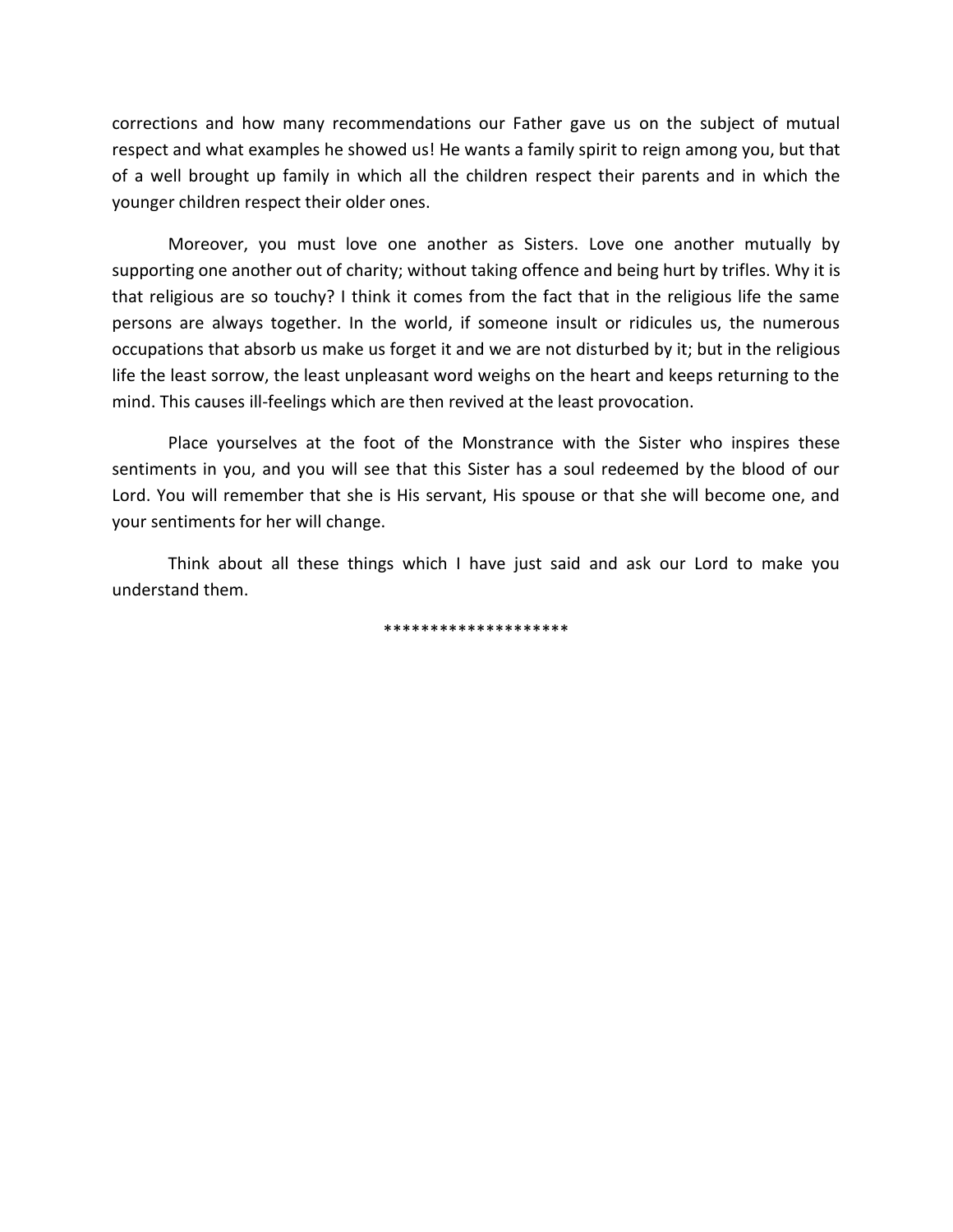corrections and how many recommendations our Father gave us on the subject of mutual respect and what examples he showed us! He wants a family spirit to reign among you, but that of a well brought up family in which all the children respect their parents and in which the younger children respect their older ones.

Moreover, you must love one another as Sisters. Love one another mutually by supporting one another out of charity; without taking offence and being hurt by trifles. Why it is that religious are so touchy? I think it comes from the fact that in the religious life the same persons are always together. In the world, if someone insult or ridicules us, the numerous occupations that absorb us make us forget it and we are not disturbed by it; but in the religious life the least sorrow, the least unpleasant word weighs on the heart and keeps returning to the mind. This causes ill-feelings which are then revived at the least provocation.

Place yourselves at the foot of the Monstrance with the Sister who inspires these sentiments in you, and you will see that this Sister has a soul redeemed by the blood of our Lord. You will remember that she is His servant, His spouse or that she will become one, and your sentiments for her will change.

Think about all these things which I have just said and ask our Lord to make you understand them.

********************